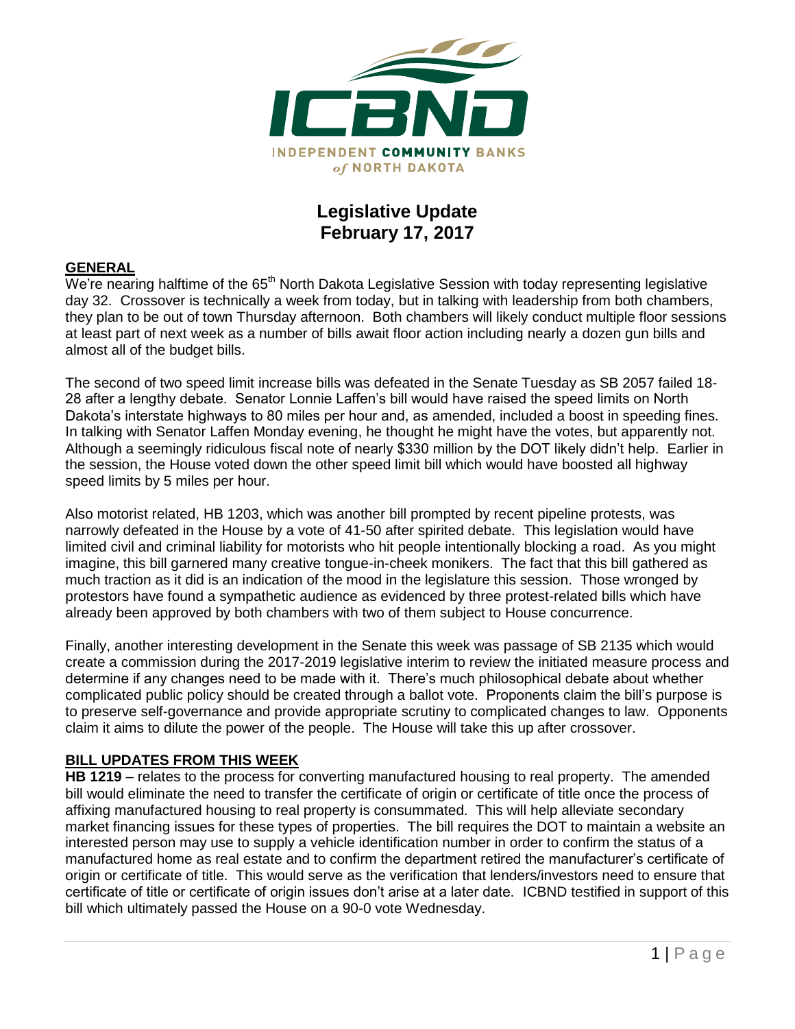ICBND

INDEPENDENT COMMUNITY BANKS of NORTH DAKOTA

# Legislative Update
## February 17, 2017

### GENERAL

We're nearing halftime of the 65th North Dakota Legislative Session with today representing legislative day 32. Crossover is technically a week from today, but in talking with leadership from both chambers, they plan to be out of town Thursday afternoon. Both chambers will likely conduct multiple floor sessions at least part of next week as a number of bills await floor action including nearly a dozen gun bills and almost all of the budget bills.

The second of two speed limit increase bills was defeated in the Senate Tuesday as SB 2057 failed 18-28 after a lengthy debate. Senator Lonnie Laffen's bill would have raised the speed limits on North Dakota's interstate highways to 80 miles per hour and, as amended, included a boost in speeding fines. In talking with Senator Laffen Monday evening, he thought he might have the votes, but apparently not. Although a seemingly ridiculous fiscal note of nearly $330 million by the DOT likely didn't help. Earlier in the session, the House voted down the other speed limit bill which would have boosted all highway speed limits by 5 miles per hour.

Also motorist related, HB 1203, which was another bill prompted by recent pipeline protests, was narrowly defeated in the House by a vote of 41-50 after spirited debate. This legislation would have limited civil and criminal liability for motorists who hit people intentionally blocking a road. As you might imagine, this bill garnered many creative tongue-in-cheek monikers. The fact that this bill gathered as much traction as it did is an indication of the mood in the legislature this session. Those wronged by protestors have found a sympathetic audience as evidenced by three protest-related bills which have already been approved by both chambers with two of them subject to House concurrence.

Finally, another interesting development in the Senate this week was passage of SB 2135 which would create a commission during the 2017-2019 legislative interim to review the initiated measure process and determine if any changes need to be made with it. There's much philosophical debate about whether complicated public policy should be created through a ballot vote. Proponents claim the bill's purpose is to preserve self-governance and provide appropriate scrutiny to complicated changes to law. Opponents claim it aims to dilute the power of the people. The House will take this up after crossover.

### BILL UPDATES FROM THIS WEEK

**HB 1219** – relates to the process for converting manufactured housing to real property. The amended bill would eliminate the need to transfer the certificate of origin or certificate of title once the process of affixing manufactured housing to real property is consummated. This will help alleviate secondary market financing issues for these types of properties. The bill requires the DOT to maintain a website an interested person may use to supply a vehicle identification number in order to confirm the status of a manufactured home as real estate and to confirm the department retired the manufacturer's certificate of origin or certificate of title. This would serve as the verification that lenders/investors need to ensure that certificate of title or certificate of origin issues don't arise at a later date. ICBND testified in support of this bill which ultimately passed the House on a 90-0 vote Wednesday.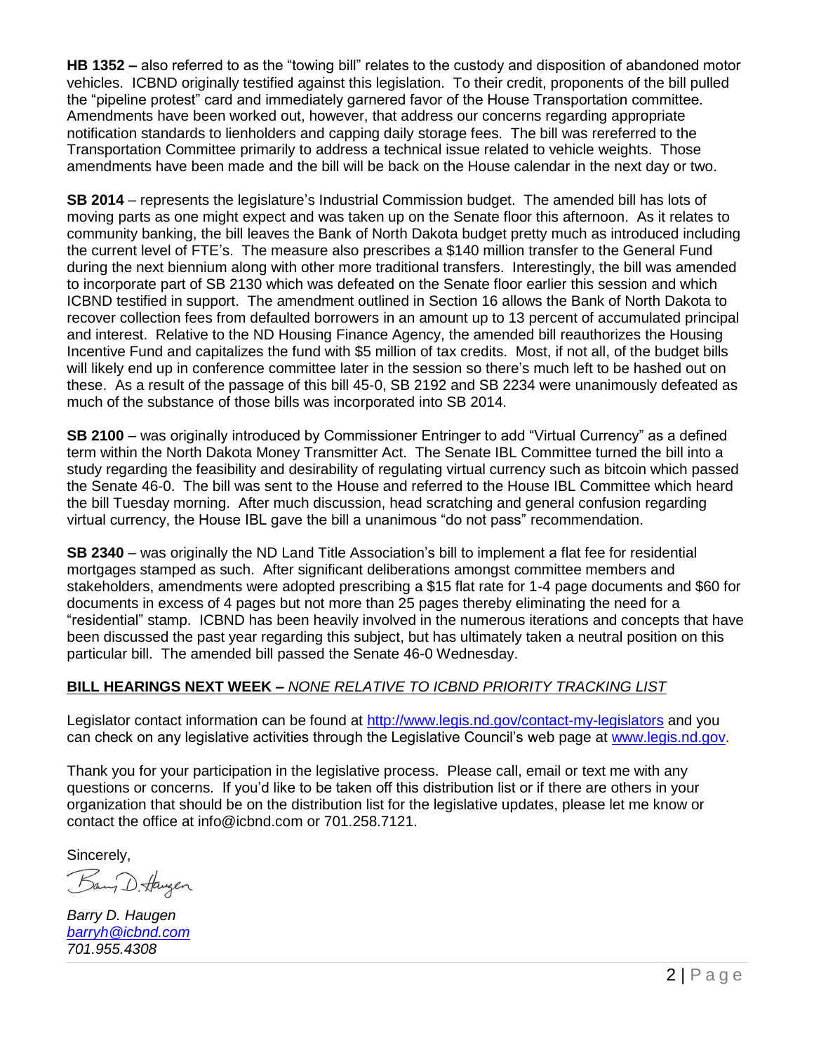**HB 1352 –** also referred to as the "towing bill" relates to the custody and disposition of abandoned motor vehicles. ICBND originally testified against this legislation. To their credit, proponents of the bill pulled the "pipeline protest" card and immediately garnered favor of the House Transportation committee. Amendments have been worked out, however, that address our concerns regarding appropriate notification standards to lienholders and capping daily storage fees. The bill was rereferred to the Transportation Committee primarily to address a technical issue related to vehicle weights. Those amendments have been made and the bill will be back on the House calendar in the next day or two.

**SB 2014** – represents the legislature's Industrial Commission budget. The amended bill has lots of moving parts as one might expect and was taken up on the Senate floor this afternoon. As it relates to community banking, the bill leaves the Bank of North Dakota budget pretty much as introduced including the current level of FTE's. The measure also prescribes a $140 million transfer to the General Fund during the next biennium along with other more traditional transfers. Interestingly, the bill was amended to incorporate part of SB 2130 which was defeated on the Senate floor earlier this session and which ICBND testified in support. The amendment outlined in Section 16 allows the Bank of North Dakota to recover collection fees from defaulted borrowers in an amount up to 13 percent of accumulated principal and interest. Relative to the ND Housing Finance Agency, the amended bill reauthorizes the Housing Incentive Fund and capitalizes the fund with $5 million of tax credits. Most, if not all, of the budget bills will likely end up in conference committee later in the session so there's much left to be hashed out on these. As a result of the passage of this bill 45-0, SB 2192 and SB 2234 were unanimously defeated as much of the substance of those bills was incorporated into SB 2014.

**SB 2100** – was originally introduced by Commissioner Entringer to add "Virtual Currency" as a defined term within the North Dakota Money Transmitter Act. The Senate IBL Committee turned the bill into a study regarding the feasibility and desirability of regulating virtual currency such as bitcoin which passed the Senate 46-0. The bill was sent to the House and referred to the House IBL Committee which heard the bill Tuesday morning. After much discussion, head scratching and general confusion regarding virtual currency, the House IBL gave the bill a unanimous "do not pass" recommendation.

**SB 2340** – was originally the ND Land Title Association's bill to implement a flat fee for residential mortgages stamped as such. After significant deliberations amongst committee members and stakeholders, amendments were adopted prescribing a $15 flat rate for 1-4 page documents and $60 for documents in excess of 4 pages but not more than 25 pages thereby eliminating the need for a "residential" stamp. ICBND has been heavily involved in the numerous iterations and concepts that have been discussed the past year regarding this subject, but has ultimately taken a neutral position on this particular bill. The amended bill passed the Senate 46-0 Wednesday.

**BILL HEARINGS NEXT WEEK –** ***NONE RELATIVE TO ICBND PRIORITY TRACKING LIST***

Legislator contact information can be found at http://www.legis.nd.gov/contact-my-legislators and you can check on any legislative activities through the Legislative Council's web page at www.legis.nd.gov.

Thank you for your participation in the legislative process. Please call, email or text me with any questions or concerns. If you'd like to be taken off this distribution list or if there are others in your organization that should be on the distribution list for the legislative updates, please let me know or contact the office at info@icbnd.com or 701.258.7121.

Sincerely,

*Barry D. Haugen*
*barryh@icbnd.com*
*701.955.4308*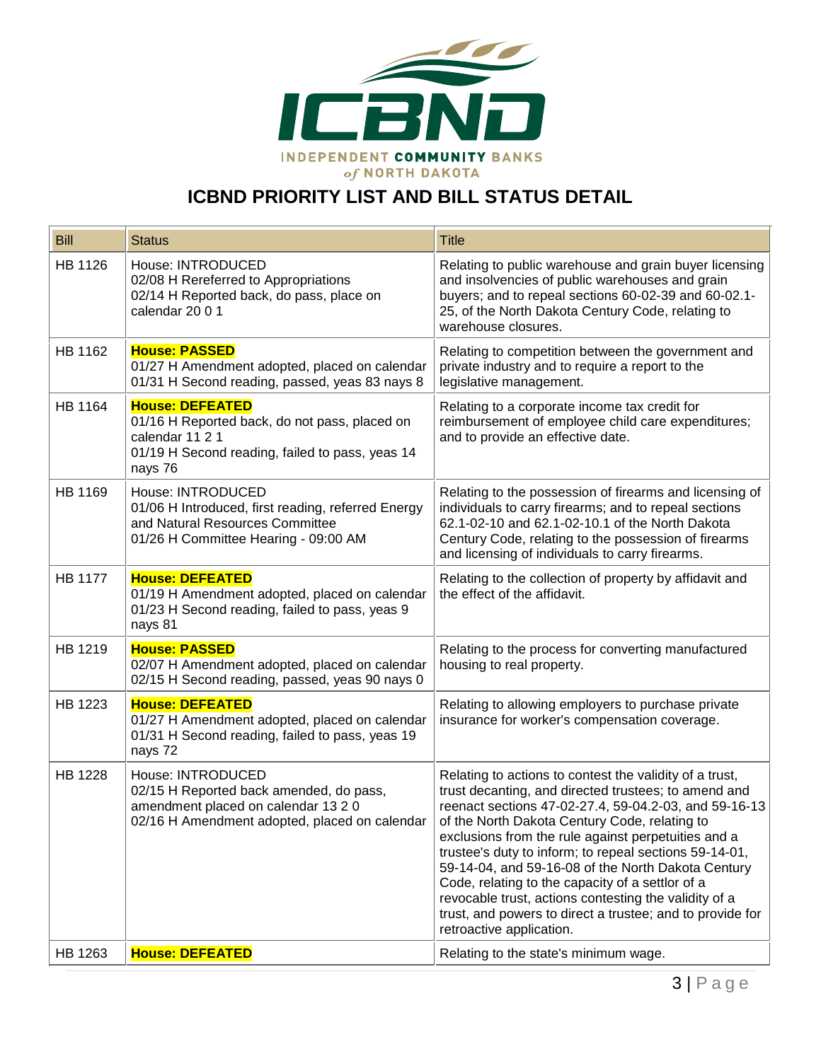# ICBND PRIORITY LIST AND BILL STATUS DETAIL

| Bill | Status | Title |
|---|---|---|
| HB 1126 | House: INTRODUCED<br>02/08 H Rereferred to Appropriations<br>02/14 H Reported back, do pass, place on calendar 20 0 1 | Relating to public warehouse and grain buyer licensing and insolvencies of public warehouses and grain buyers; and to repeal sections 60-02-39 and 60-02.1-25, of the North Dakota Century Code, relating to warehouse closures. |
| HB 1162 | **House: PASSED**<br>01/27 H Amendment adopted, placed on calendar<br>01/31 H Second reading, passed, yeas 83 nays 8 | Relating to competition between the government and private industry and to require a report to the legislative management. |
| HB 1164 | **House: DEFEATED**<br>01/16 H Reported back, do not pass, placed on calendar 11 2 1<br>01/19 H Second reading, failed to pass, yeas 14 nays 76 | Relating to a corporate income tax credit for reimbursement of employee child care expenditures; and to provide an effective date. |
| HB 1169 | House: INTRODUCED<br>01/06 H Introduced, first reading, referred Energy and Natural Resources Committee<br>01/26 H Committee Hearing - 09:00 AM | Relating to the possession of firearms and licensing of individuals to carry firearms; and to repeal sections 62.1-02-10 and 62.1-02-10.1 of the North Dakota Century Code, relating to the possession of firearms and licensing of individuals to carry firearms. |
| HB 1177 | **House: DEFEATED**<br>01/19 H Amendment adopted, placed on calendar<br>01/23 H Second reading, failed to pass, yeas 9 nays 81 | Relating to the collection of property by affidavit and the effect of the affidavit. |
| HB 1219 | **House: PASSED**<br>02/07 H Amendment adopted, placed on calendar<br>02/15 H Second reading, passed, yeas 90 nays 0 | Relating to the process for converting manufactured housing to real property. |
| HB 1223 | **House: DEFEATED**<br>01/27 H Amendment adopted, placed on calendar<br>01/31 H Second reading, failed to pass, yeas 19 nays 72 | Relating to allowing employers to purchase private insurance for worker's compensation coverage. |
| HB 1228 | House: INTRODUCED<br>02/15 H Reported back amended, do pass, amendment placed on calendar 13 2 0<br>02/16 H Amendment adopted, placed on calendar | Relating to actions to contest the validity of a trust, trust decanting, and directed trustees; to amend and reenact sections 47-02-27.4, 59-04.2-03, and 59-16-13 of the North Dakota Century Code, relating to exclusions from the rule against perpetuities and a trustee's duty to inform; to repeal sections 59-14-01, 59-14-04, and 59-16-08 of the North Dakota Century Code, relating to the capacity of a settlor of a revocable trust, actions contesting the validity of a trust, and powers to direct a trustee; and to provide for retroactive application. |
| HB 1263 | **House: DEFEATED** | Relating to the state's minimum wage. |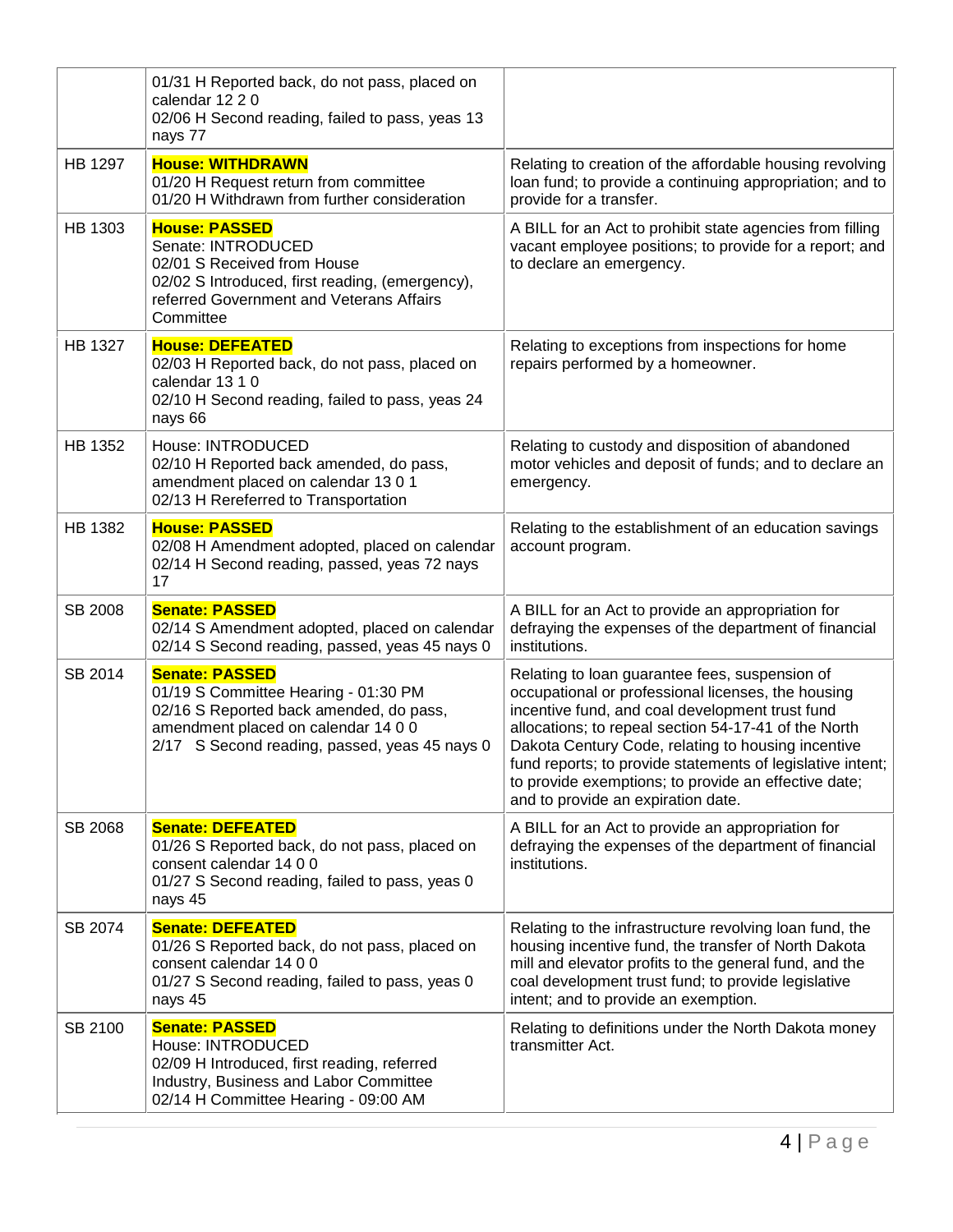| | | |
|---|---|---|
| | 01/31 H Reported back, do not pass, placed on calendar 12 2 0<br>02/06 H Second reading, failed to pass, yeas 13 nays 77 | |
| HB 1297 | **House: WITHDRAWN**<br>01/20 H Request return from committee<br>01/20 H Withdrawn from further consideration | Relating to creation of the affordable housing revolving loan fund; to provide a continuing appropriation; and to provide for a transfer. |
| HB 1303 | **House: PASSED**<br>Senate: INTRODUCED<br>02/01 S Received from House<br>02/02 S Introduced, first reading, (emergency), referred Government and Veterans Affairs Committee | A BILL for an Act to prohibit state agencies from filling vacant employee positions; to provide for a report; and to declare an emergency. |
| HB 1327 | **House: DEFEATED**<br>02/03 H Reported back, do not pass, placed on calendar 13 1 0<br>02/10 H Second reading, failed to pass, yeas 24 nays 66 | Relating to exceptions from inspections for home repairs performed by a homeowner. |
| HB 1352 | House: INTRODUCED<br>02/10 H Reported back amended, do pass, amendment placed on calendar 13 0 1<br>02/13 H Rereferred to Transportation | Relating to custody and disposition of abandoned motor vehicles and deposit of funds; and to declare an emergency. |
| HB 1382 | **House: PASSED**<br>02/08 H Amendment adopted, placed on calendar<br>02/14 H Second reading, passed, yeas 72 nays 17 | Relating to the establishment of an education savings account program. |
| SB 2008 | **Senate: PASSED**<br>02/14 S Amendment adopted, placed on calendar<br>02/14 S Second reading, passed, yeas 45 nays 0 | A BILL for an Act to provide an appropriation for defraying the expenses of the department of financial institutions. |
| SB 2014 | **Senate: PASSED**<br>01/19 S Committee Hearing - 01:30 PM<br>02/16 S Reported back amended, do pass, amendment placed on calendar 14 0 0<br>2/17 S Second reading, passed, yeas 45 nays 0 | Relating to loan guarantee fees, suspension of occupational or professional licenses, the housing incentive fund, and coal development trust fund allocations; to repeal section 54-17-41 of the North Dakota Century Code, relating to housing incentive fund reports; to provide statements of legislative intent; to provide exemptions; to provide an effective date; and to provide an expiration date. |
| SB 2068 | **Senate: DEFEATED**<br>01/26 S Reported back, do not pass, placed on consent calendar 14 0 0<br>01/27 S Second reading, failed to pass, yeas 0 nays 45 | A BILL for an Act to provide an appropriation for defraying the expenses of the department of financial institutions. |
| SB 2074 | **Senate: DEFEATED**<br>01/26 S Reported back, do not pass, placed on consent calendar 14 0 0<br>01/27 S Second reading, failed to pass, yeas 0 nays 45 | Relating to the infrastructure revolving loan fund, the housing incentive fund, the transfer of North Dakota mill and elevator profits to the general fund, and the coal development trust fund; to provide legislative intent; and to provide an exemption. |
| SB 2100 | **Senate: PASSED**<br>House: INTRODUCED<br>02/09 H Introduced, first reading, referred Industry, Business and Labor Committee<br>02/14 H Committee Hearing - 09:00 AM | Relating to definitions under the North Dakota money transmitter Act. |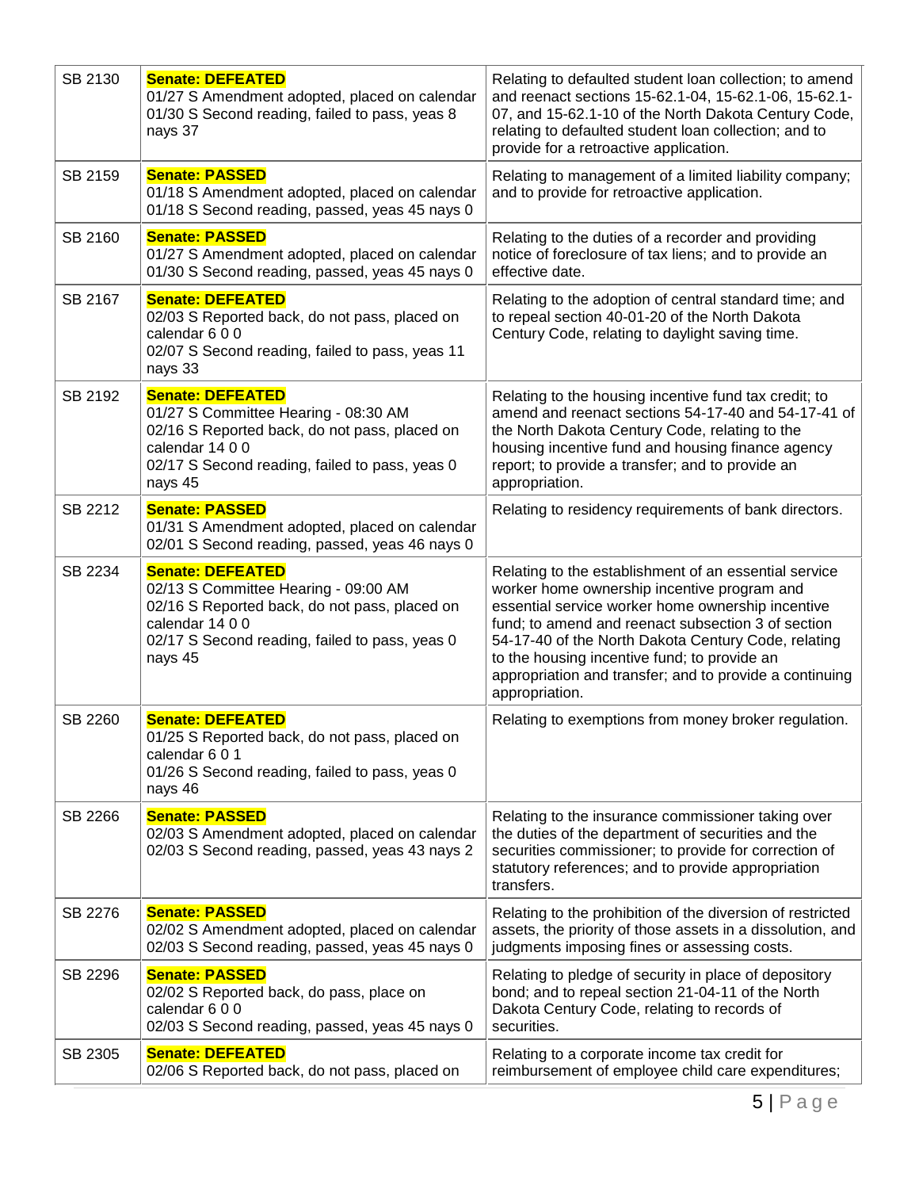| SB 2130 | **Senate: DEFEATED**<br>01/27 S Amendment adopted, placed on calendar<br>01/30 S Second reading, failed to pass, yeas 8 nays 37 | Relating to defaulted student loan collection; to amend and reenact sections 15-62.1-04, 15-62.1-06, 15-62.1-07, and 15-62.1-10 of the North Dakota Century Code, relating to defaulted student loan collection; and to provide for a retroactive application. |
|---|---|---|
| SB 2159 | **Senate: PASSED**<br>01/18 S Amendment adopted, placed on calendar<br>01/18 S Second reading, passed, yeas 45 nays 0 | Relating to management of a limited liability company; and to provide for retroactive application. |
| SB 2160 | **Senate: PASSED**<br>01/27 S Amendment adopted, placed on calendar<br>01/30 S Second reading, passed, yeas 45 nays 0 | Relating to the duties of a recorder and providing notice of foreclosure of tax liens; and to provide an effective date. |
| SB 2167 | **Senate: DEFEATED**<br>02/03 S Reported back, do not pass, placed on calendar 6 0 0<br>02/07 S Second reading, failed to pass, yeas 11 nays 33 | Relating to the adoption of central standard time; and to repeal section 40-01-20 of the North Dakota Century Code, relating to daylight saving time. |
| SB 2192 | **Senate: DEFEATED**<br>01/27 S Committee Hearing - 08:30 AM<br>02/16 S Reported back, do not pass, placed on calendar 14 0 0<br>02/17 S Second reading, failed to pass, yeas 0 nays 45 | Relating to the housing incentive fund tax credit; to amend and reenact sections 54-17-40 and 54-17-41 of the North Dakota Century Code, relating to the housing incentive fund and housing finance agency report; to provide a transfer; and to provide an appropriation. |
| SB 2212 | **Senate: PASSED**<br>01/31 S Amendment adopted, placed on calendar<br>02/01 S Second reading, passed, yeas 46 nays 0 | Relating to residency requirements of bank directors. |
| SB 2234 | **Senate: DEFEATED**<br>02/13 S Committee Hearing - 09:00 AM<br>02/16 S Reported back, do not pass, placed on calendar 14 0 0<br>02/17 S Second reading, failed to pass, yeas 0 nays 45 | Relating to the establishment of an essential service worker home ownership incentive program and essential service worker home ownership incentive fund; to amend and reenact subsection 3 of section 54-17-40 of the North Dakota Century Code, relating to the housing incentive fund; to provide an appropriation and transfer; and to provide a continuing appropriation. |
| SB 2260 | **Senate: DEFEATED**<br>01/25 S Reported back, do not pass, placed on calendar 6 0 1<br>01/26 S Second reading, failed to pass, yeas 0 nays 46 | Relating to exemptions from money broker regulation. |
| SB 2266 | **Senate: PASSED**<br>02/03 S Amendment adopted, placed on calendar<br>02/03 S Second reading, passed, yeas 43 nays 2 | Relating to the insurance commissioner taking over the duties of the department of securities and the securities commissioner; to provide for correction of statutory references; and to provide appropriation transfers. |
| SB 2276 | **Senate: PASSED**<br>02/02 S Amendment adopted, placed on calendar<br>02/03 S Second reading, passed, yeas 45 nays 0 | Relating to the prohibition of the diversion of restricted assets, the priority of those assets in a dissolution, and judgments imposing fines or assessing costs. |
| SB 2296 | **Senate: PASSED**<br>02/02 S Reported back, do pass, place on calendar 6 0 0<br>02/03 S Second reading, passed, yeas 45 nays 0 | Relating to pledge of security in place of depository bond; and to repeal section 21-04-11 of the North Dakota Century Code, relating to records of securities. |
| SB 2305 | **Senate: DEFEATED**<br>02/06 S Reported back, do not pass, placed on | Relating to a corporate income tax credit for reimbursement of employee child care expenditures; |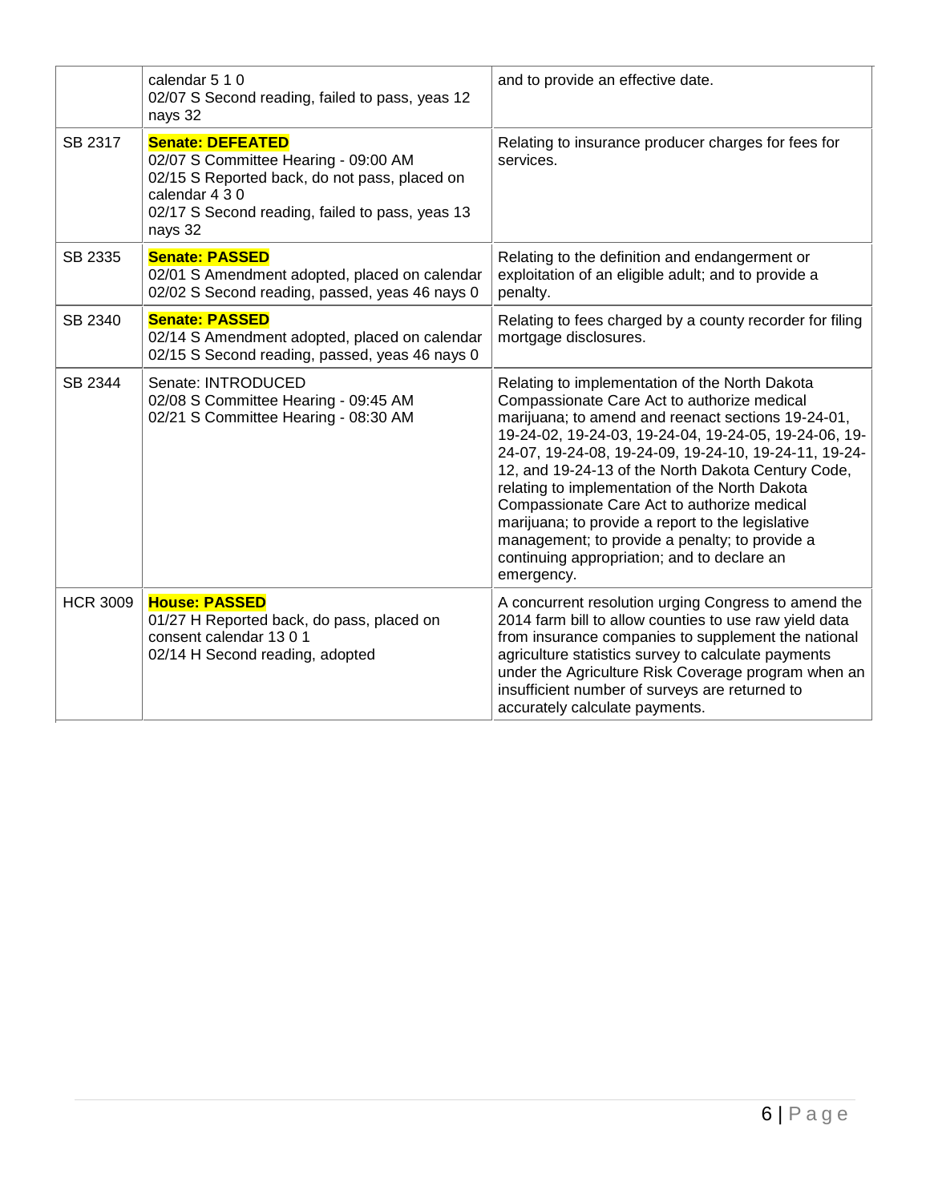| | | |
|---|---|---|
| | calendar 5 1 0<br>02/07 S Second reading, failed to pass, yeas 12 nays 32 | and to provide an effective date. |
| SB 2317 | **Senate: DEFEATED**<br>02/07 S Committee Hearing - 09:00 AM<br>02/15 S Reported back, do not pass, placed on calendar 4 3 0<br>02/17 S Second reading, failed to pass, yeas 13 nays 32 | Relating to insurance producer charges for fees for services. |
| SB 2335 | **Senate: PASSED**<br>02/01 S Amendment adopted, placed on calendar<br>02/02 S Second reading, passed, yeas 46 nays 0 | Relating to the definition and endangerment or exploitation of an eligible adult; and to provide a penalty. |
| SB 2340 | **Senate: PASSED**<br>02/14 S Amendment adopted, placed on calendar<br>02/15 S Second reading, passed, yeas 46 nays 0 | Relating to fees charged by a county recorder for filing mortgage disclosures. |
| SB 2344 | Senate: INTRODUCED<br>02/08 S Committee Hearing - 09:45 AM<br>02/21 S Committee Hearing - 08:30 AM | Relating to implementation of the North Dakota Compassionate Care Act to authorize medical marijuana; to amend and reenact sections 19-24-01, 19-24-02, 19-24-03, 19-24-04, 19-24-05, 19-24-06, 19-24-07, 19-24-08, 19-24-09, 19-24-10, 19-24-11, 19-24-12, and 19-24-13 of the North Dakota Century Code, relating to implementation of the North Dakota Compassionate Care Act to authorize medical marijuana; to provide a report to the legislative management; to provide a penalty; to provide a continuing appropriation; and to declare an emergency. |
| HCR 3009 | **House: PASSED**<br>01/27 H Reported back, do pass, placed on consent calendar 13 0 1<br>02/14 H Second reading, adopted | A concurrent resolution urging Congress to amend the 2014 farm bill to allow counties to use raw yield data from insurance companies to supplement the national agriculture statistics survey to calculate payments under the Agriculture Risk Coverage program when an insufficient number of surveys are returned to accurately calculate payments. |